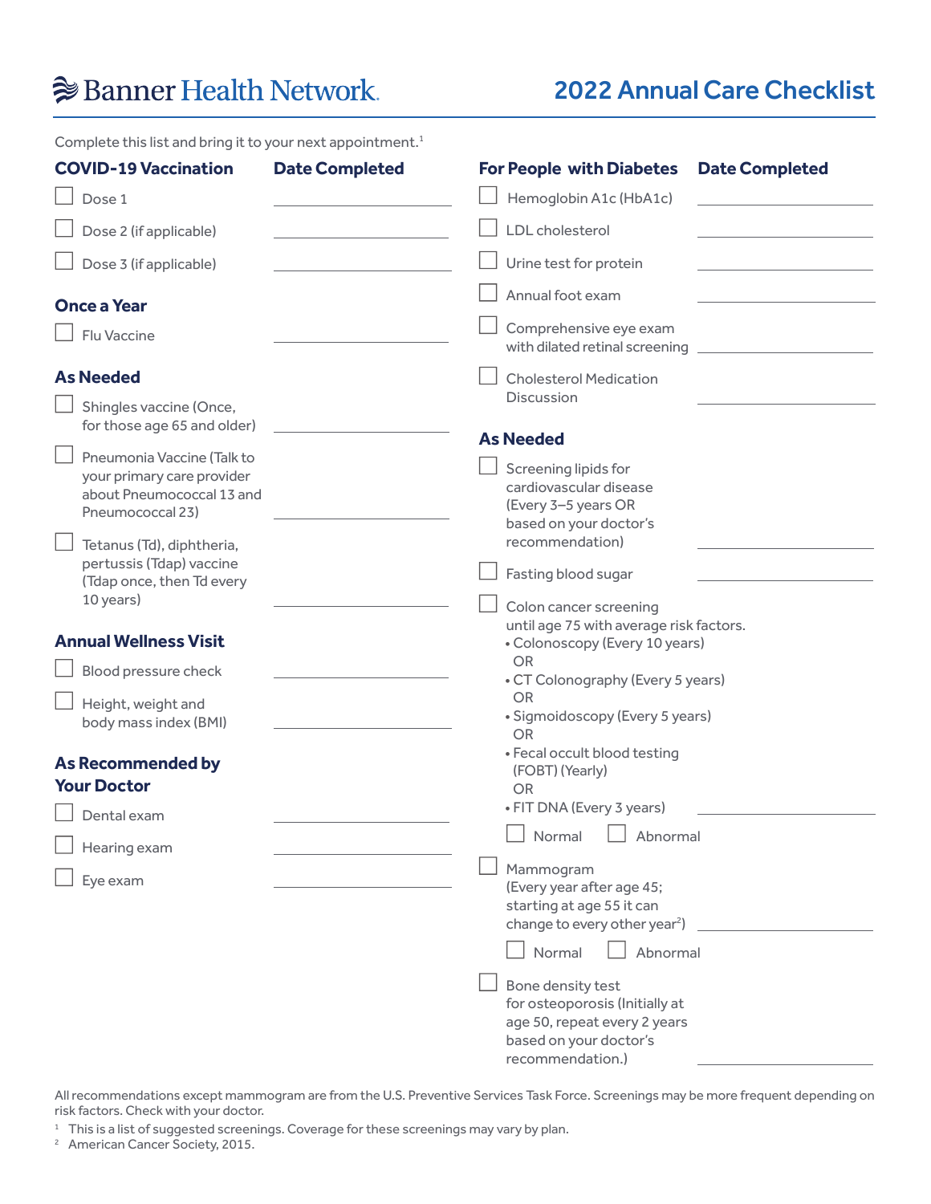Banner Health Network

# 2022 Annual Care Checklist

Complete this list and bring it to your next appointment.[1]

## COVID-19 Vaccination

| COVID-19 Vaccination | Date Completed |
|---|---|
| ☐ Dose 1 | |
| ☐ Dose 2 (if applicable) | |
| ☐ Dose 3 (if applicable) | |

## Once a Year

| Once a Year | Date Completed |
|---|---|
| ☐ Flu Vaccine | |

## As Needed

| As Needed | Date Completed |
|---|---|
| ☐ Shingles vaccine (Once, for those age 65 and older) | |
| ☐ Pneumonia Vaccine (Talk to your primary care provider about Pneumococcal 13 and Pneumococcal 23) | |
| ☐ Tetanus (Td), diphtheria, pertussis (Tdap) vaccine (Tdap once, then Td every 10 years) | |

## Annual Wellness Visit

| Annual Wellness Visit | Date Completed |
|---|---|
| ☐ Blood pressure check | |
| ☐ Height, weight and body mass index (BMI) | |

## As Recommended by Your Doctor

| As Recommended by Your Doctor | Date Completed |
|---|---|
| ☐ Dental exam | |
| ☐ Hearing exam | |
| ☐ Eye exam | |

## For People with Diabetes

| For People with Diabetes | Date Completed |
|---|---|
| ☐ Hemoglobin A1c (HbA1c) | |
| ☐ LDL cholesterol | |
| ☐ Urine test for protein | |
| ☐ Annual foot exam | |
| ☐ Comprehensive eye exam with dilated retinal screening | |
| ☐ Cholesterol Medication Discussion | |

## As Needed

| As Needed | Date Completed |
|---|---|
| ☐ Screening lipids for cardiovascular disease (Every 3–5 years OR based on your doctor's recommendation) | |
| ☐ Fasting blood sugar | |
| ☐ Colon cancer screening until age 75 with average risk factors.<br>• Colonoscopy (Every 10 years)<br>OR<br>• CT Colonography (Every 5 years)<br>OR<br>• Sigmoidoscopy (Every 5 years)<br>OR<br>• Fecal occult blood testing (FOBT) (Yearly)<br>OR<br>• FIT DNA (Every 3 years)<br>☐ Normal ☐ Abnormal | |
| ☐ Mammogram (Every year after age 45; starting at age 55 it can change to every other year[2])<br>☐ Normal ☐ Abnormal | |
| ☐ Bone density test for osteoporosis (Initially at age 50, repeat every 2 years based on your doctor's recommendation.) | |

All recommendations except mammogram are from the U.S. Preventive Services Task Force. Screenings may be more frequent depending on risk factors. Check with your doctor.

[1] This is a list of suggested screenings. Coverage for these screenings may vary by plan.

[2] American Cancer Society, 2015.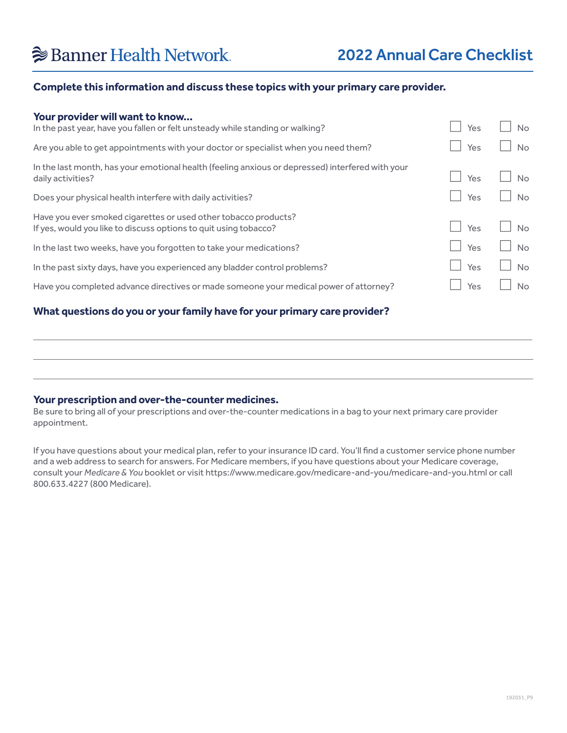# Banner Health Network

# 2022 Annual Care Checklist

**Complete this information and discuss these topics with your primary care provider.**

## Your provider will want to know...

| | | |
|---|---|---|
| In the past year, have you fallen or felt unsteady while standing or walking? | ☐ Yes | ☐ No |
| Are you able to get appointments with your doctor or specialist when you need them? | ☐ Yes | ☐ No |
| In the last month, has your emotional health (feeling anxious or depressed) interfered with your daily activities? | ☐ Yes | ☐ No |
| Does your physical health interfere with daily activities? | ☐ Yes | ☐ No |
| Have you ever smoked cigarettes or used other tobacco products? If yes, would you like to discuss options to quit using tobacco? | ☐ Yes | ☐ No |
| In the last two weeks, have you forgotten to take your medications? | ☐ Yes | ☐ No |
| In the past sixty days, have you experienced any bladder control problems? | ☐ Yes | ☐ No |
| Have you completed advance directives or made someone your medical power of attorney? | ☐ Yes | ☐ No |

## What questions do you or your family have for your primary care provider?

\_\_\_\_\_\_\_\_\_\_\_\_\_\_\_\_\_\_\_\_\_\_\_\_\_\_\_\_\_\_\_\_\_\_\_\_\_\_\_\_

\_\_\_\_\_\_\_\_\_\_\_\_\_\_\_\_\_\_\_\_\_\_\_\_\_\_\_\_\_\_\_\_\_\_\_\_\_\_\_\_

\_\_\_\_\_\_\_\_\_\_\_\_\_\_\_\_\_\_\_\_\_\_\_\_\_\_\_\_\_\_\_\_\_\_\_\_\_\_\_\_

## Your prescription and over-the-counter medicines.

Be sure to bring all of your prescriptions and over-the-counter medications in a bag to your next primary care provider appointment.

If you have questions about your medical plan, refer to your insurance ID card. You'll find a customer service phone number and a web address to search for answers. For Medicare members, if you have questions about your Medicare coverage, consult your *Medicare & You* booklet or visit https://www.medicare.gov/medicare-and-you/medicare-and-you.html or call 800.633.4227 (800 Medicare).

192031_P9